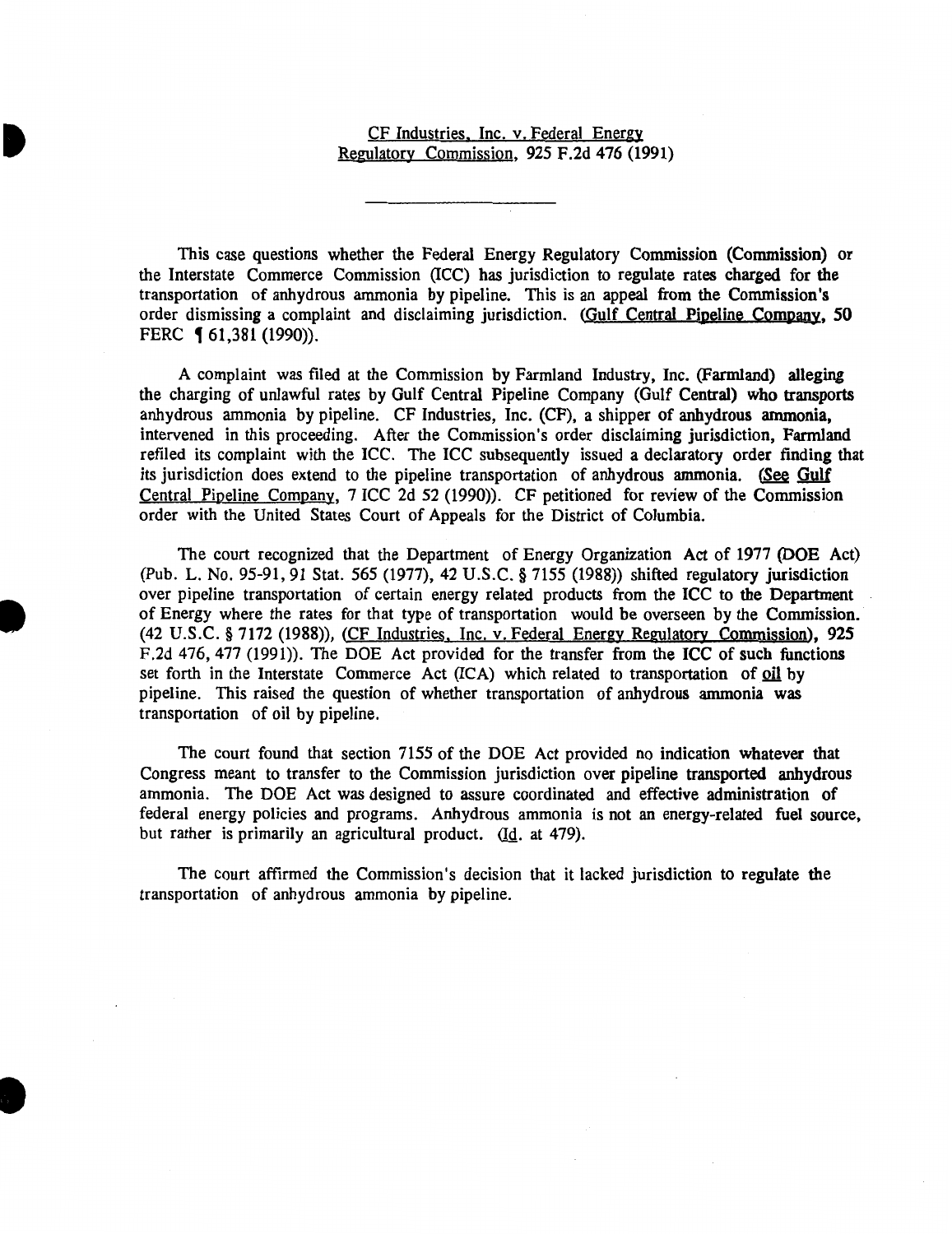CF Industries, Inc. v. Federal Energy Regulatory Commission, 925 F.2d 476 (1991)

---

This case questions whether the Federal Energy Regulatory Commission (Commission) or the Interstate Commerce Commission (ICC) has jurisdiction to regulate rates charged for the transportation of anhydrous ammonia by pipeline. This is an appeal from the Commission's order dismissing a complaint and disclaiming jurisdiction. (Gulf Central Pipeline Company, 50 FERC ¶ 61,381 (1990)).

A complaint was filed at the Commission by Farmland Industry, Inc. (Farmland) alleging the charging of unlawful rates by Gulf Central Pipeline Company (Gulf Central) who transports anhydrous ammonia by pipeline. CF Industries, Inc. (CF), a shipper of anhydrous ammonia, intervened in this proceeding. After the Commission's order disclaiming jurisdiction, Farmland refiled its complaint with the ICC. The ICC subsequently issued a declaratory order finding that its jurisdiction does extend to the pipeline transportation of anhydrous ammonia. (See Gulf Central Pipeline Company, 7 ICC 2d 52 (1990)). CF petitioned for review of the Commission order with the United States Court of Appeals for the District of Columbia.

The court recognized that the Department of Energy Organization Act of 1977 (DOE Act) (Pub. L. No. 95-91, 91 Stat. 565 (1977), 42 U.S.C. § 7155 (1988)) shifted regulatory jurisdiction over pipeline transportation of certain energy related products from the ICC to the Department of Energy where the rates for that type of transportation would be overseen by the Commission. (42 U.S.C. § 7172 (1988)), (CF Industries, Inc. v. Federal Energy Regulatory Commission), 925 F.2d 476, 477 (1991)). The DOE Act provided for the transfer from the ICC of such functions set forth in the Interstate Commerce Act (ICA) which related to transportation of oil by pipeline. This raised the question of whether transportation of anhydrous ammonia was transportation of oil by pipeline.

The court found that section 7155 of the DOE Act provided no indication whatever that Congress meant to transfer to the Commission jurisdiction over pipeline transported anhydrous ammonia. The DOE Act was designed to assure coordinated and effective administration of federal energy policies and programs. Anhydrous ammonia is not an energy-related fuel source, but rather is primarily an agricultural product. (Id. at 479).

The court affirmed the Commission's decision that it lacked jurisdiction to regulate the transportation of anhydrous ammonia by pipeline.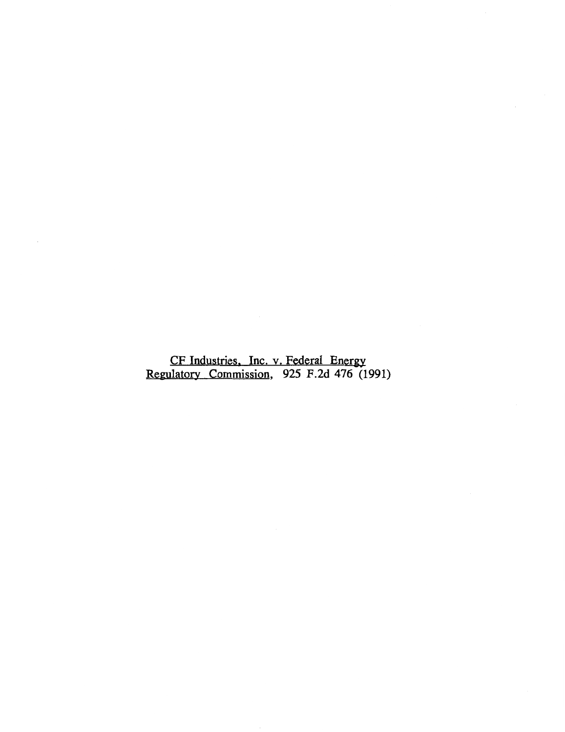<u>CF Industries, Inc. v. Federal Energy Regulatory Commission</u>, 925 F.2d 476 (1991)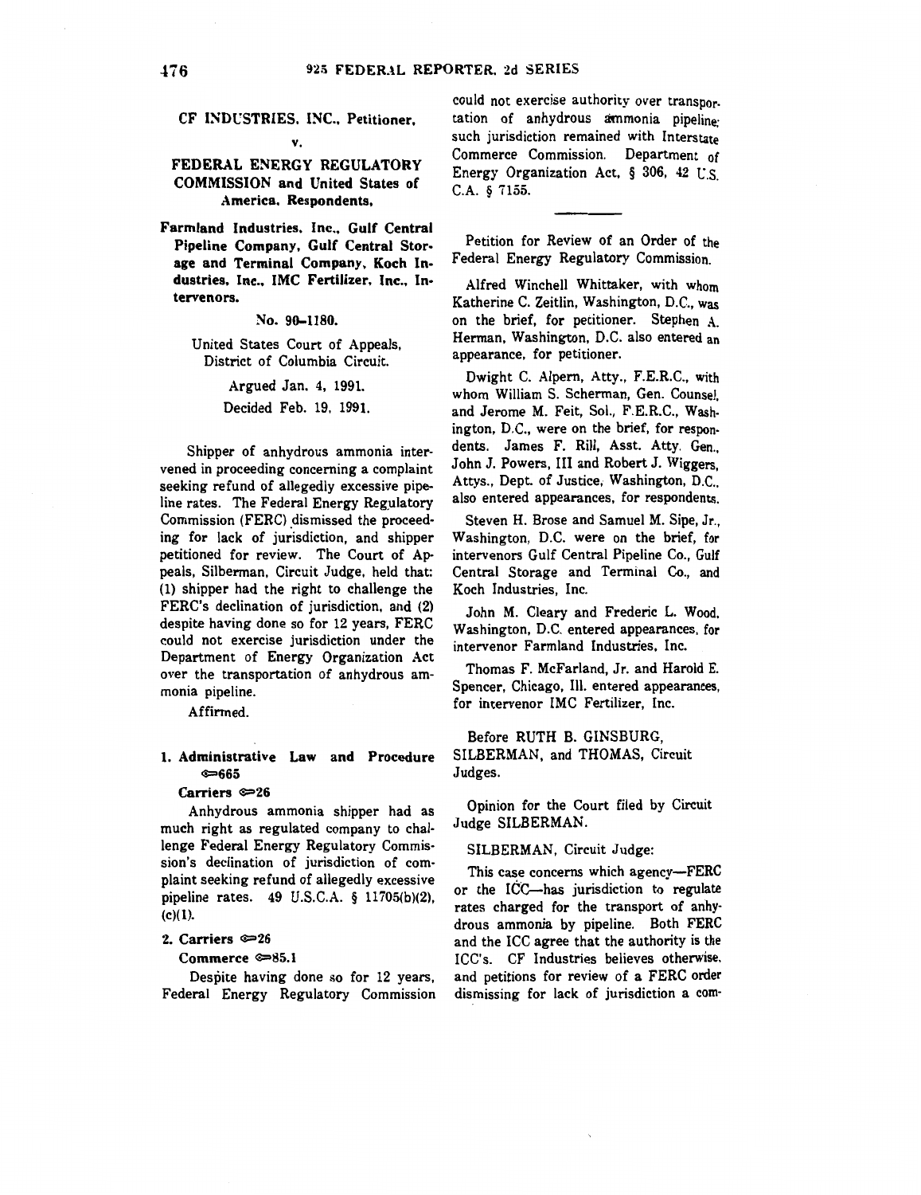CF INDUSTRIES, INC., Petitioner,

v.

FEDERAL ENERGY REGULATORY COMMISSION and United States of America, Respondents,

Farmland Industries, Inc., Gulf Central Pipeline Company, Gulf Central Storage and Terminal Company, Koch Industries, Inc., IMC Fertilizer, Inc., Intervenors.

No. 90-1180.

United States Court of Appeals, District of Columbia Circuit.

Argued Jan. 4, 1991.

Decided Feb. 19, 1991.

Shipper of anhydrous ammonia intervened in proceeding concerning a complaint seeking refund of allegedly excessive pipeline rates. The Federal Energy Regulatory Commission (FERC) dismissed the proceeding for lack of jurisdiction, and shipper petitioned for review. The Court of Appeals, Silberman, Circuit Judge, held that: (1) shipper had the right to challenge the FERC's declination of jurisdiction, and (2) despite having done so for 12 years, FERC could not exercise jurisdiction under the Department of Energy Organization Act over the transportation of anhydrous ammonia pipeline.

Affirmed.

**1. Administrative Law and Procedure ⟹665**

**Carriers ⟹26**

Anhydrous ammonia shipper had as much right as regulated company to challenge Federal Energy Regulatory Commission's declination of jurisdiction of complaint seeking refund of allegedly excessive pipeline rates. 49 U.S.C.A. § 11705(b)(2), (c)(1).

**2. Carriers ⟹26**

**Commerce ⟹85.1**

Despite having done so for 12 years, Federal Energy Regulatory Commission could not exercise authority over transportation of anhydrous ammonia pipeline; such jurisdiction remained with Interstate Commerce Commission. Department of Energy Organization Act, § 306, 42 U.S.C.A. § 7155.

---

Petition for Review of an Order of the Federal Energy Regulatory Commission.

Alfred Winchell Whittaker, with whom Katherine C. Zeitlin, Washington, D.C., was on the brief, for petitioner. Stephen A. Herman, Washington, D.C. also entered an appearance, for petitioner.

Dwight C. Alpern, Atty., F.E.R.C., with whom William S. Scherman, Gen. Counsel, and Jerome M. Feit, Sol., F.E.R.C., Washington, D.C., were on the brief, for respondents. James F. Rill, Asst. Atty. Gen., John J. Powers, III and Robert J. Wiggers, Attys., Dept. of Justice, Washington, D.C., also entered appearances, for respondents.

Steven H. Brose and Samuel M. Sipe, Jr., Washington, D.C. were on the brief, for intervenors Gulf Central Pipeline Co., Gulf Central Storage and Terminal Co., and Koch Industries, Inc.

John M. Cleary and Frederic L. Wood, Washington, D.C. entered appearances, for intervenor Farmland Industries, Inc.

Thomas F. McFarland, Jr. and Harold E. Spencer, Chicago, Ill. entered appearances, for intervenor IMC Fertilizer, Inc.

Before RUTH B. GINSBURG, SILBERMAN, and THOMAS, Circuit Judges.

Opinion for the Court filed by Circuit Judge SILBERMAN.

SILBERMAN, Circuit Judge:

This case concerns which agency—FERC or the ICC—has jurisdiction to regulate rates charged for the transport of anhydrous ammonia by pipeline. Both FERC and the ICC agree that the authority is the ICC's. CF Industries believes otherwise, and petitions for review of a FERC order dismissing for lack of jurisdiction a com-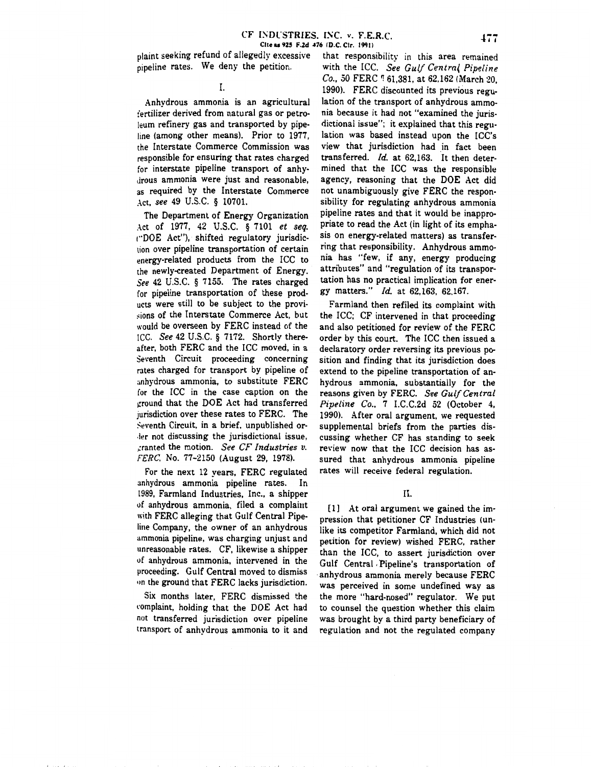plaint seeking refund of allegedly excessive pipeline rates. We deny the petition.

I.

Anhydrous ammonia is an agricultural fertilizer derived from natural gas or petroleum refinery gas and transported by pipeline (among other means). Prior to 1977, the Interstate Commerce Commission was responsible for ensuring that rates charged for interstate pipeline transport of anhydrous ammonia were just and reasonable, as required by the Interstate Commerce Act, *see* 49 U.S.C. § 10701.

The Department of Energy Organization Act of 1977, 42 U.S.C. § 7101 *et seq.* ("DOE Act"), shifted regulatory jurisdiction over pipeline transportation of certain energy-related products from the ICC to the newly-created Department of Energy. *See* 42 U.S.C. § 7155. The rates charged for pipeline transportation of these products were still to be subject to the provisions of the Interstate Commerce Act, but would be overseen by FERC instead of the ICC. *See* 42 U.S.C. § 7172. Shortly thereafter, both FERC and the ICC moved, in a Seventh Circuit proceeding concerning rates charged for transport by pipeline of anhydrous ammonia, to substitute FERC for the ICC in the case caption on the ground that the DOE Act had transferred jurisdiction over these rates to FERC. The Seventh Circuit, in a brief, unpublished order not discussing the jurisdictional issue, granted the motion. *See CF Industries v. FERC*, No. 77-2150 (August 29, 1978).

For the next 12 years, FERC regulated anhydrous ammonia pipeline rates. In 1989, Farmland Industries, Inc., a shipper of anhydrous ammonia, filed a complaint with FERC alleging that Gulf Central Pipeline Company, the owner of an anhydrous ammonia pipeline, was charging unjust and unreasonable rates. CF, likewise a shipper of anhydrous ammonia, intervened in the proceeding. Gulf Central moved to dismiss on the ground that FERC lacks jurisdiction.

Six months later, FERC dismissed the complaint, holding that the DOE Act had not transferred jurisdiction over pipeline transport of anhydrous ammonia to it and that responsibility in this area remained with the ICC. *See Gulf Central Pipeline Co.*, 50 FERC ¶ 61,381, at 62,162 (March 20, 1990). FERC discounted its previous regulation of the transport of anhydrous ammonia because it had not "examined the jurisdictional issue"; it explained that this regulation was based instead upon the ICC's view that jurisdiction had in fact been transferred. *Id.* at 62,163. It then determined that the ICC was the responsible agency, reasoning that the DOE Act did not unambiguously give FERC the responsibility for regulating anhydrous ammonia pipeline rates and that it would be inappropriate to read the Act (in light of its emphasis on energy-related matters) as transferring that responsibility. Anhydrous ammonia has "few, if any, energy producing attributes" and "regulation of its transportation has no practical implication for energy matters." *Id.* at 62,163, 62,167.

Farmland then refiled its complaint with the ICC; CF intervened in that proceeding and also petitioned for review of the FERC order by this court. The ICC then issued a declaratory order reversing its previous position and finding that its jurisdiction does extend to the pipeline transportation of anhydrous ammonia, substantially for the reasons given by FERC. *See Gulf Central Pipeline Co.*, 7 I.C.C.2d 52 (October 4, 1990). After oral argument, we requested supplemental briefs from the parties discussing whether CF has standing to seek review now that the ICC decision has assured that anhydrous ammonia pipeline rates will receive federal regulation.

II.

[1] At oral argument we gained the impression that petitioner CF Industries (unlike its competitor Farmland, which did not petition for review) wished FERC, rather than the ICC, to assert jurisdiction over Gulf Central Pipeline's transportation of anhydrous ammonia merely because FERC was perceived in some undefined way as the more "hard-nosed" regulator. We put to counsel the question whether this claim was brought by a third party beneficiary of regulation and not the regulated company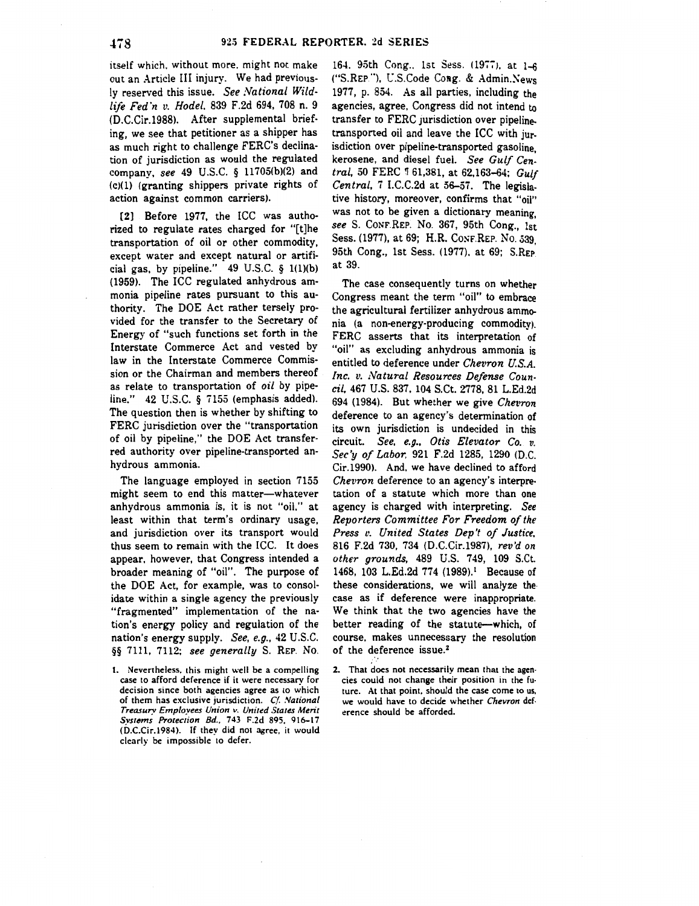itself which, without more, might not make out an Article III injury. We had previously reserved this issue. *See National Wildlife Fed'n v. Hodel,* 839 F.2d 694, 708 n. 9 (D.C.Cir.1988). After supplemental briefing, we see that petitioner as a shipper has as much right to challenge FERC's declination of jurisdiction as would the regulated company, *see* 49 U.S.C. § 11705(b)(2) and (c)(1) (granting shippers private rights of action against common carriers).

[2] Before 1977, the ICC was authorized to regulate rates charged for "[t]he transportation of oil or other commodity, except water and except natural or artificial gas, by pipeline." 49 U.S.C. § 1(1)(b) (1959). The ICC regulated anhydrous ammonia pipeline rates pursuant to this authority. The DOE Act rather tersely provided for the transfer to the Secretary of Energy of "such functions set forth in the Interstate Commerce Act and vested by law in the Interstate Commerce Commission or the Chairman and members thereof as relate to transportation of *oil* by pipeline." 42 U.S.C. § 7155 (emphasis added). The question then is whether by shifting to FERC jurisdiction over the "transportation of oil by pipeline," the DOE Act transferred authority over pipeline-transported anhydrous ammonia.

The language employed in section 7155 might seem to end this matter—whatever anhydrous ammonia is, it is not "oil," at least within that term's ordinary usage, and jurisdiction over its transport would thus seem to remain with the ICC. It does appear, however, that Congress intended a broader meaning of "oil". The purpose of the DOE Act, for example, was to consolidate within a single agency the previously "fragmented" implementation of the nation's energy policy and regulation of the nation's energy supply. *See, e.g.,* 42 U.S.C. §§ 7111, 7112; *see generally* S. Rep. No. 164, 95th Cong., 1st Sess. (1977), at 1–6 ("S.Rep."), U.S.Code Cong. & Admin.News 1977, p. 854. As all parties, including the agencies, agree, Congress did not intend to transfer to FERC jurisdiction over pipeline-transported oil and leave the ICC with jurisdiction over pipeline-transported gasoline, kerosene, and diesel fuel. *See Gulf Central,* 50 FERC ¶ 61,381, at 62,163–64; *Gulf Central,* 7 I.C.C.2d at 56–57. The legislative history, moreover, confirms that "oil" was not to be given a dictionary meaning, *see* S. Conf.Rep. No. 367, 95th Cong., 1st Sess. (1977), at 69; H.R. Conf.Rep. No. 539, 95th Cong., 1st Sess. (1977), at 69; S.Rep. at 39.

The case consequently turns on whether Congress meant the term "oil" to embrace the agricultural fertilizer anhydrous ammonia (a non-energy-producing commodity). FERC asserts that its interpretation of "oil" as excluding anhydrous ammonia is entitled to deference under *Chevron U.S.A. Inc. v. Natural Resources Defense Council,* 467 U.S. 837, 104 S.Ct. 2778, 81 L.Ed.2d 694 (1984). But whether we give *Chevron* deference to an agency's determination of its own jurisdiction is undecided in this circuit. *See, e.g., Otis Elevator Co. v. Sec'y of Labor,* 921 F.2d 1285, 1290 (D.C. Cir.1990). And, we have declined to afford *Chevron* deference to an agency's interpretation of a statute which more than one agency is charged with interpreting. *See Reporters Committee For Freedom of the Press v. United States Dep't of Justice,* 816 F.2d 730, 734 (D.C.Cir.1987), *rev'd on other grounds,* 489 U.S. 749, 109 S.Ct. 1468, 103 L.Ed.2d 774 (1989).[1] Because of these considerations, we will analyze the case as if deference were inappropriate. We think that the two agencies have the better reading of the statute—which, of course, makes unnecessary the resolution of the deference issue.[2]

1. Nevertheless, this might well be a compelling case to afford deference if it were necessary for decision since both agencies agree as to which of them has exclusive jurisdiction. *Cf. National Treasury Employees Union v. United States Merit Systems Protection Bd.,* 743 F.2d 895, 916–17 (D.C.Cir.1984). If they did not agree, it would clearly be impossible to defer.

2. That does not necessarily mean that the agencies could not change their position in the future. At that point, should the case come to us, we would have to decide whether *Chevron* deference should be afforded.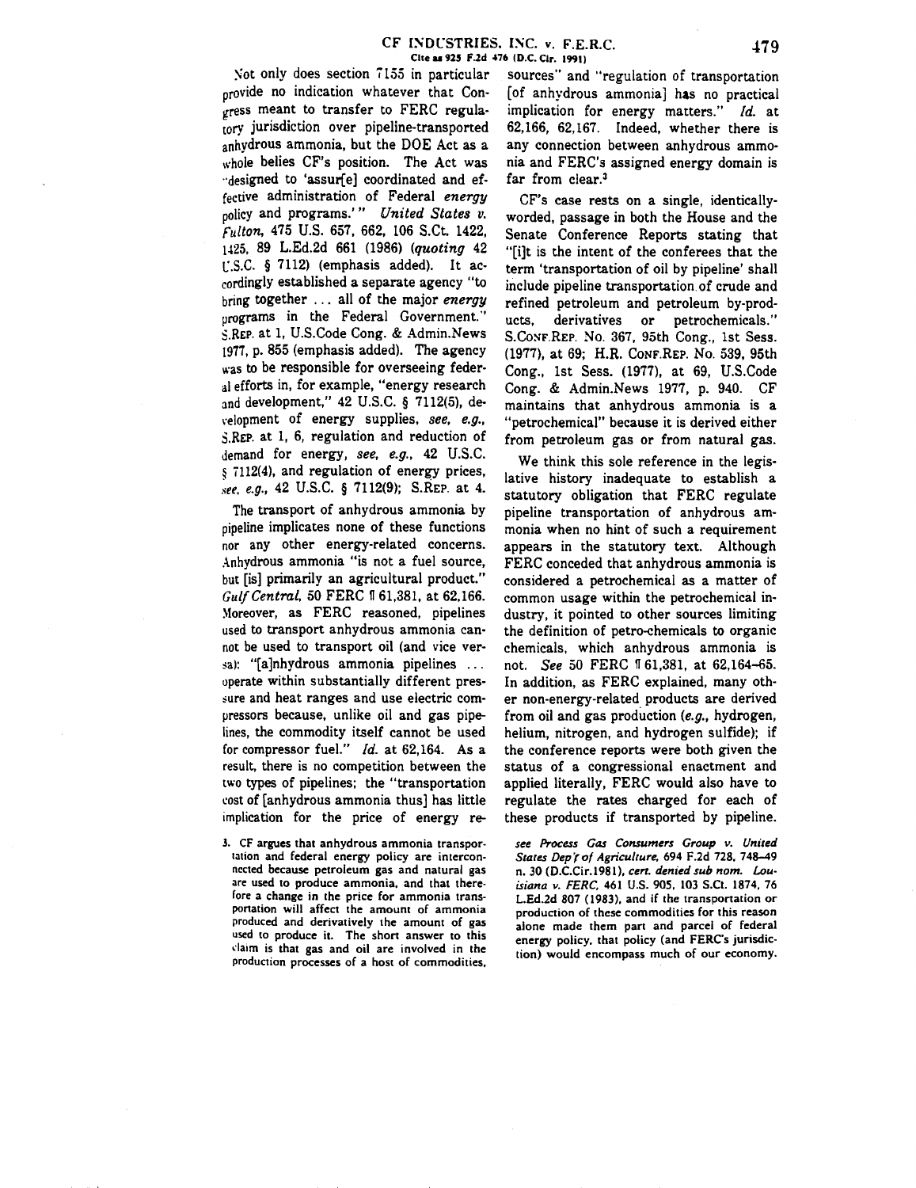Not only does section 7155 in particular provide no indication whatever that Congress meant to transfer to FERC regulatory jurisdiction over pipeline-transported anhydrous ammonia, but the DOE Act as a whole belies CF's position. The Act was "designed to 'assur[e] coordinated and effective administration of Federal *energy* policy and programs.'" *United States v. Fulton*, 475 U.S. 657, 662, 106 S.Ct. 1422, 1425, 89 L.Ed.2d 661 (1986) (*quoting* 42 U.S.C. § 7112) (emphasis added). It accordingly established a separate agency "to bring together ... all of the major *energy* programs in the Federal Government." S.REP. at 1, U.S.Code Cong. & Admin.News 1977, p. 855 (emphasis added). The agency was to be responsible for overseeing federal efforts in, for example, "energy research and development," 42 U.S.C. § 7112(5), development of energy supplies, *see, e.g.*, S.REP. at 1, 6, regulation and reduction of demand for energy, *see, e.g.*, 42 U.S.C. § 7112(4), and regulation of energy prices, *see, e.g.*, 42 U.S.C. § 7112(9); S.REP. at 4.

The transport of anhydrous ammonia by pipeline implicates none of these functions nor any other energy-related concerns. Anhydrous ammonia "is not a fuel source, but [is] primarily an agricultural product." *Gulf Central*, 50 FERC ¶ 61,381, at 62,166. Moreover, as FERC reasoned, pipelines used to transport anhydrous ammonia cannot be used to transport oil (and vice versa): "[a]nhydrous ammonia pipelines ... operate within substantially different pressure and heat ranges and use electric compressors because, unlike oil and gas pipelines, the commodity itself cannot be used for compressor fuel." *Id.* at 62,164. As a result, there is no competition between the two types of pipelines; the "transportation cost of [anhydrous ammonia thus] has little implication for the price of energy resources" and "regulation of transportation [of anhydrous ammonia] has no practical implication for energy matters." *Id.* at 62,166, 62,167. Indeed, whether there is any connection between anhydrous ammonia and FERC's assigned energy domain is far from clear.[3]

CF's case rests on a single, identically-worded, passage in both the House and the Senate Conference Reports stating that "[i]t is the intent of the conferees that the term 'transportation of oil by pipeline' shall include pipeline transportation of crude and refined petroleum and petroleum by-products, derivatives or petrochemicals." S.CONF.REP. No. 367, 95th Cong., 1st Sess. (1977), at 69; H.R. CONF.REP. No. 539, 95th Cong., 1st Sess. (1977), at 69, U.S.Code Cong. & Admin.News 1977, p. 940. CF maintains that anhydrous ammonia is a "petrochemical" because it is derived either from petroleum gas or from natural gas.

We think this sole reference in the legislative history inadequate to establish a statutory obligation that FERC regulate pipeline transportation of anhydrous ammonia when no hint of such a requirement appears in the statutory text. Although FERC conceded that anhydrous ammonia is considered a petrochemical as a matter of common usage within the petrochemical industry, it pointed to other sources limiting the definition of petro-chemicals to organic chemicals, which anhydrous ammonia is not. *See* 50 FERC ¶ 61,381, at 62,164–65. In addition, as FERC explained, many other non-energy-related products are derived from oil and gas production (*e.g.*, hydrogen, helium, nitrogen, and hydrogen sulfide); if the conference reports were both given the status of a congressional enactment and applied literally, FERC would also have to regulate the rates charged for each of these products if transported by pipeline.

3. CF argues that anhydrous ammonia transportation and federal energy policy are interconnected because petroleum gas and natural gas are used to produce ammonia, and that therefore a change in the price for ammonia transportation will affect the amount of ammonia produced and derivatively the amount of gas used to produce it. The short answer to this claim is that gas and oil are involved in the production processes of a host of commodities, *see Process Gas Consumers Group v. United States Dep't of Agriculture*, 694 F.2d 728, 748–49 n. 30 (D.C.Cir.1981), *cert. denied sub nom. Louisiana v. FERC*, 461 U.S. 905, 103 S.Ct. 1874, 76 L.Ed.2d 807 (1983), and if the transportation or production of these commodities for this reason alone made them part and parcel of federal energy policy, that policy (and FERC's jurisdiction) would encompass much of our economy.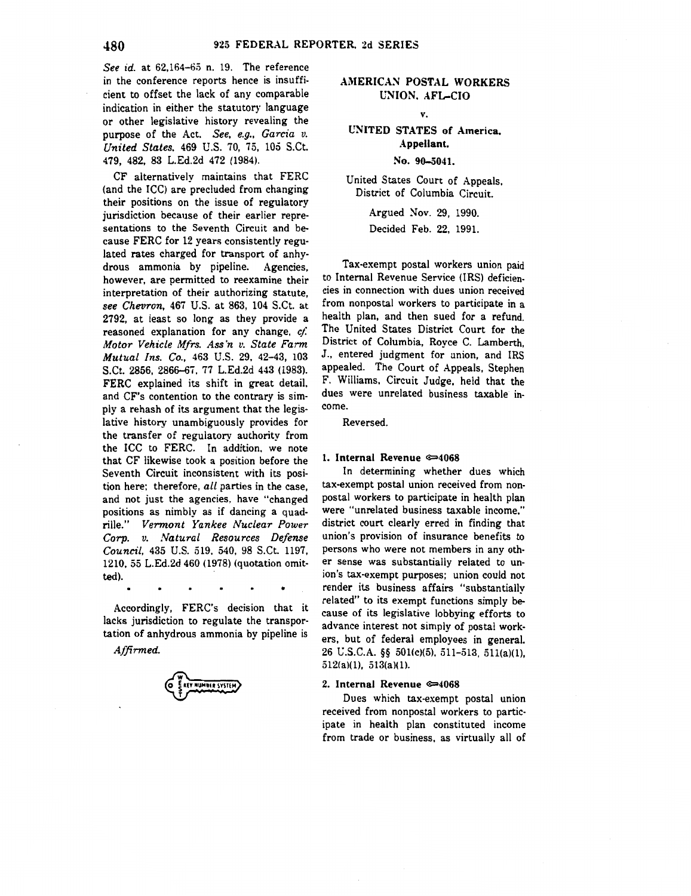*See id.* at 62,164–65 n. 19. The reference in the conference reports hence is insufficient to offset the lack of any comparable indication in either the statutory language or other legislative history revealing the purpose of the Act. *See, e.g., Garcia v. United States,* 469 U.S. 70, 75, 105 S.Ct. 479, 482, 83 L.Ed.2d 472 (1984).

CF alternatively maintains that FERC (and the ICC) are precluded from changing their positions on the issue of regulatory jurisdiction because of their earlier representations to the Seventh Circuit and because FERC for 12 years consistently regulated rates charged for transport of anhydrous ammonia by pipeline. Agencies, however, are permitted to reexamine their interpretation of their authorizing statute, *see Chevron,* 467 U.S. at 863, 104 S.Ct. at 2792, at least so long as they provide a reasoned explanation for any change, *cf. Motor Vehicle Mfrs. Ass'n v. State Farm Mutual Ins. Co.,* 463 U.S. 29, 42–43, 103 S.Ct. 2856, 2866–67, 77 L.Ed.2d 443 (1983). FERC explained its shift in great detail, and CF's contention to the contrary is simply a rehash of its argument that the legislative history unambiguously provides for the transfer of regulatory authority from the ICC to FERC. In addition, we note that CF likewise took a position before the Seventh Circuit inconsistent with its position here; therefore, *all* parties in the case, and not just the agencies, have "changed positions as nimbly as if dancing a quadrille." *Vermont Yankee Nuclear Power Corp. v. Natural Resources Defense Council,* 435 U.S. 519, 540, 98 S.Ct. 1197, 1210, 55 L.Ed.2d 460 (1978) (quotation omitted).

\* \* \* \* \* \* \*

Accordingly, FERC's decision that it lacks jurisdiction to regulate the transportation of anhydrous ammonia by pipeline is

*Affirmed.*

## AMERICAN POSTAL WORKERS UNION, AFL–CIO

v.

## UNITED STATES of America, Appellant.

**No. 90–5041.**

United States Court of Appeals, District of Columbia Circuit.

Argued Nov. 29, 1990.

Decided Feb. 22, 1991.

Tax-exempt postal workers union paid to Internal Revenue Service (IRS) deficiencies in connection with dues union received from nonpostal workers to participate in a health plan, and then sued for a refund. The United States District Court for the District of Columbia, Royce C. Lamberth, J., entered judgment for union, and IRS appealed. The Court of Appeals, Stephen F. Williams, Circuit Judge, held that the dues were unrelated business taxable income.

Reversed.

**1. Internal Revenue ⇐4068**

In determining whether dues which tax-exempt postal union received from nonpostal workers to participate in health plan were "unrelated business taxable income," district court clearly erred in finding that union's provision of insurance benefits to persons who were not members in any other sense was substantially related to union's tax-exempt purposes; union could not render its business affairs "substantially related" to its exempt functions simply because of its legislative lobbying efforts to advance interest not simply of postal workers, but of federal employees in general. 26 U.S.C.A. §§ 501(c)(5), 511–513, 511(a)(1), 512(a)(1), 513(a)(1).

**2. Internal Revenue ⇐4068**

Dues which tax-exempt postal union received from nonpostal workers to participate in health plan constituted income from trade or business, as virtually all of